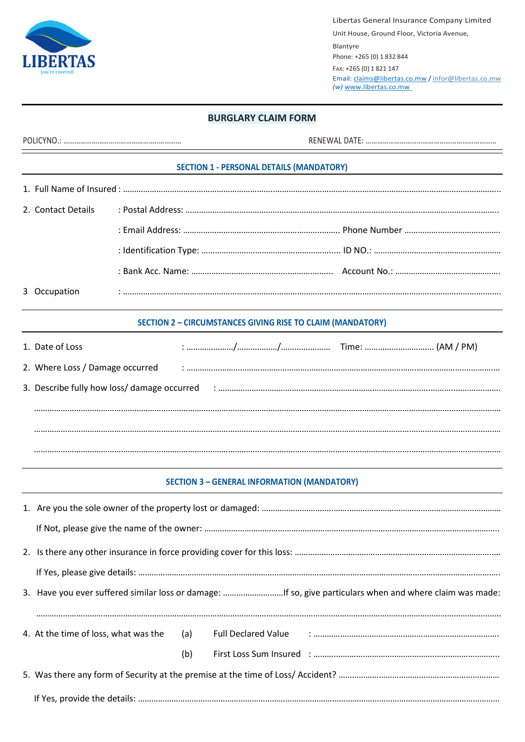LIBERTAS
you're covered!

Libertas General Insurance Company Limited
Unit House, Ground Floor, Victoria Avenue,
Blantyre
Phone: +265 (0) 1 832 844
FAX: +265 (0) 1 821 147
Email: claims@libertas.co.mw / infor@libertas.co.mw
*(w)* www.libertas.co.mw

# BURGLARY CLAIM FORM

POLICYNO.: ……………………………………………………… RENEWAL DATE: ………………………………………………………

## SECTION 1 - PERSONAL DETAILS (MANDATORY)

1. Full Name of Insured : ……………………………………………………………………………………………………………………
2. Contact Details : Postal Address: ……………………………………………………………………………………………………
   : Email Address: ……………………………………………… Phone Number ……………………………………
   : Identification Type: ……………………………………………… ID NO.: ……………………………………………
   : Bank Acc. Name: ……………………………………………… Account No.: ……………………………………
3. Occupation : ……………………………………………………………………………………………………………………………

## SECTION 2 – CIRCUMSTANCES GIVING RISE TO CLAIM (MANDATORY)

1. Date of Loss : …………………/………………/………………… Time: ………………………… (AM / PM)
2. Where Loss / Damage occurred : ……………………………………………………………………………………………………
3. Describe fully how loss/ damage occurred : ………………………………………………………………………………………

……………………………………………………………………………………………………………………………………………………

……………………………………………………………………………………………………………………………………………………

……………………………………………………………………………………………………………………………………………………

## SECTION 3 – GENERAL INFORMATION (MANDATORY)

1. Are you the sole owner of the property lost or damaged: ……………………………………………………………………

   If Not, please give the name of the owner: ……………………………………………………………………………………

2. Is there any other insurance in force providing cover for this loss: …………………………………………………………

   If Yes, please give details: ……………………………………………………………………………………………………………

3. Have you ever suffered similar loss or damage: ………………………If so, give particulars when and where claim was made:

   ……………………………………………………………………………………………………………………………………………………

4. At the time of loss, what was the (a) Full Declared Value : ……………………………………………………………………

   (b) First Loss Sum Insured : ……………………………………………………………………

5. Was there any form of Security at the premise at the time of Loss/ Accident? ……………………………………………

   If Yes, provide the details: ……………………………………………………………………………………………………………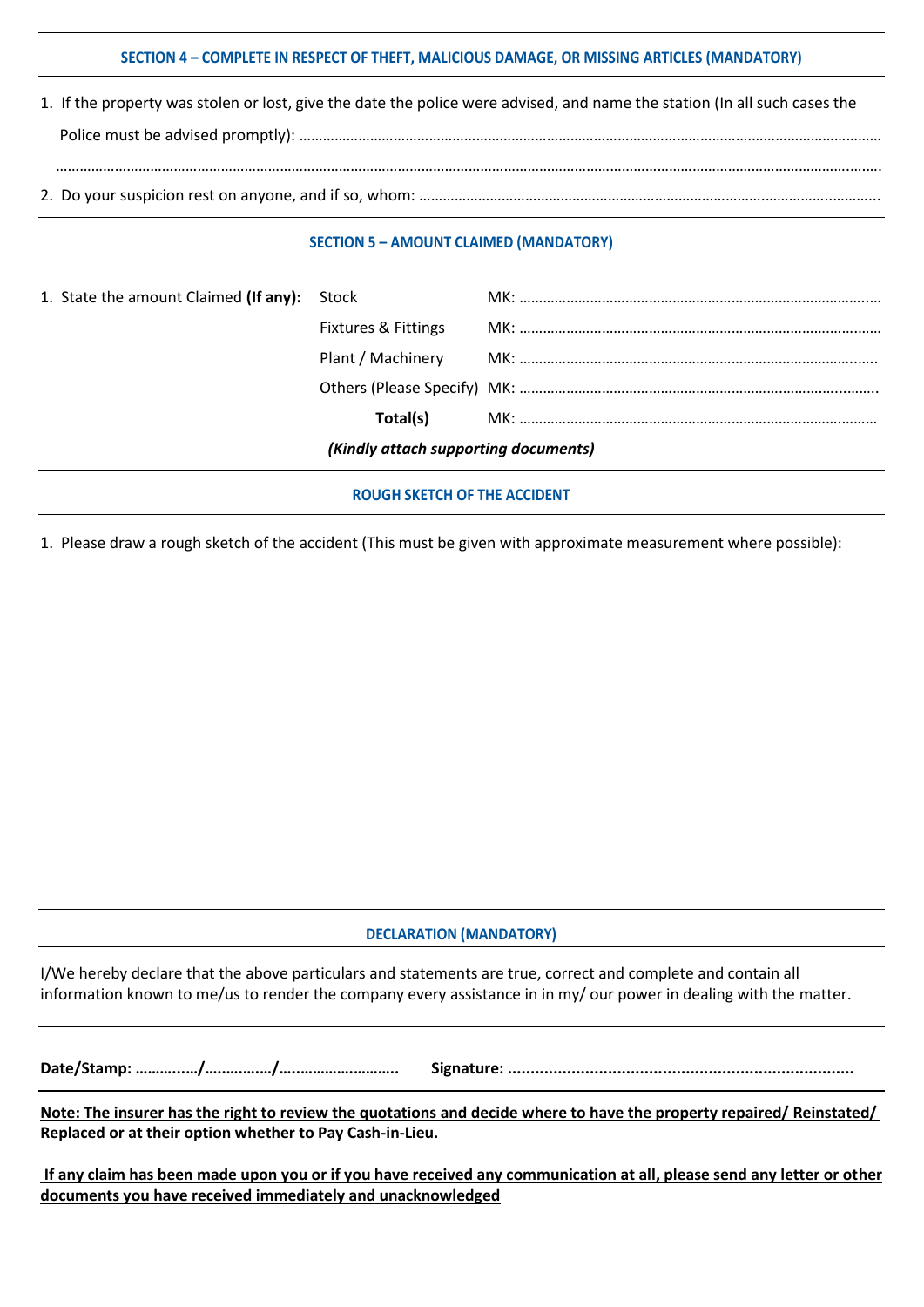### SECTION 4 – COMPLETE IN RESPECT OF THEFT, MALICIOUS DAMAGE, OR MISSING ARTICLES (MANDATORY)

1. If the property was stolen or lost, give the date the police were advised, and name the station (In all such cases the Police must be advised promptly): ……………………………………………………………………………………………………………

……………………………………………………………………………………………………………………………………………………………

2. Do your suspicion rest on anyone, and if so, whom: ……………………………………………………………………………………

### SECTION 5 – AMOUNT CLAIMED (MANDATORY)

1. State the amount Claimed **(If any):**

| | |
|---|---|
| Stock | MK: …………………………………………………………………… |
| Fixtures & Fittings | MK: …………………………………………………………………… |
| Plant / Machinery | MK: …………………………………………………………………… |
| Others (Please Specify) | MK: …………………………………………………………………… |
| **Total(s)** | MK: …………………………………………………………………… |

***(Kindly attach supporting documents)***

### ROUGH SKETCH OF THE ACCIDENT

1. Please draw a rough sketch of the accident (This must be given with approximate measurement where possible):

### DECLARATION (MANDATORY)

I/We hereby declare that the above particulars and statements are true, correct and complete and contain all information known to me/us to render the company every assistance in in my/ our power in dealing with the matter.

**Date/Stamp: ……….……/……….……/…..……………………..** **Signature: ……………………………………………………………………**

**Note: The insurer has the right to review the quotations and decide where to have the property repaired/ Reinstated/ Replaced or at their option whether to Pay Cash-in-Lieu.**

**If any claim has been made upon you or if you have received any communication at all, please send any letter or other documents you have received immediately and unacknowledged**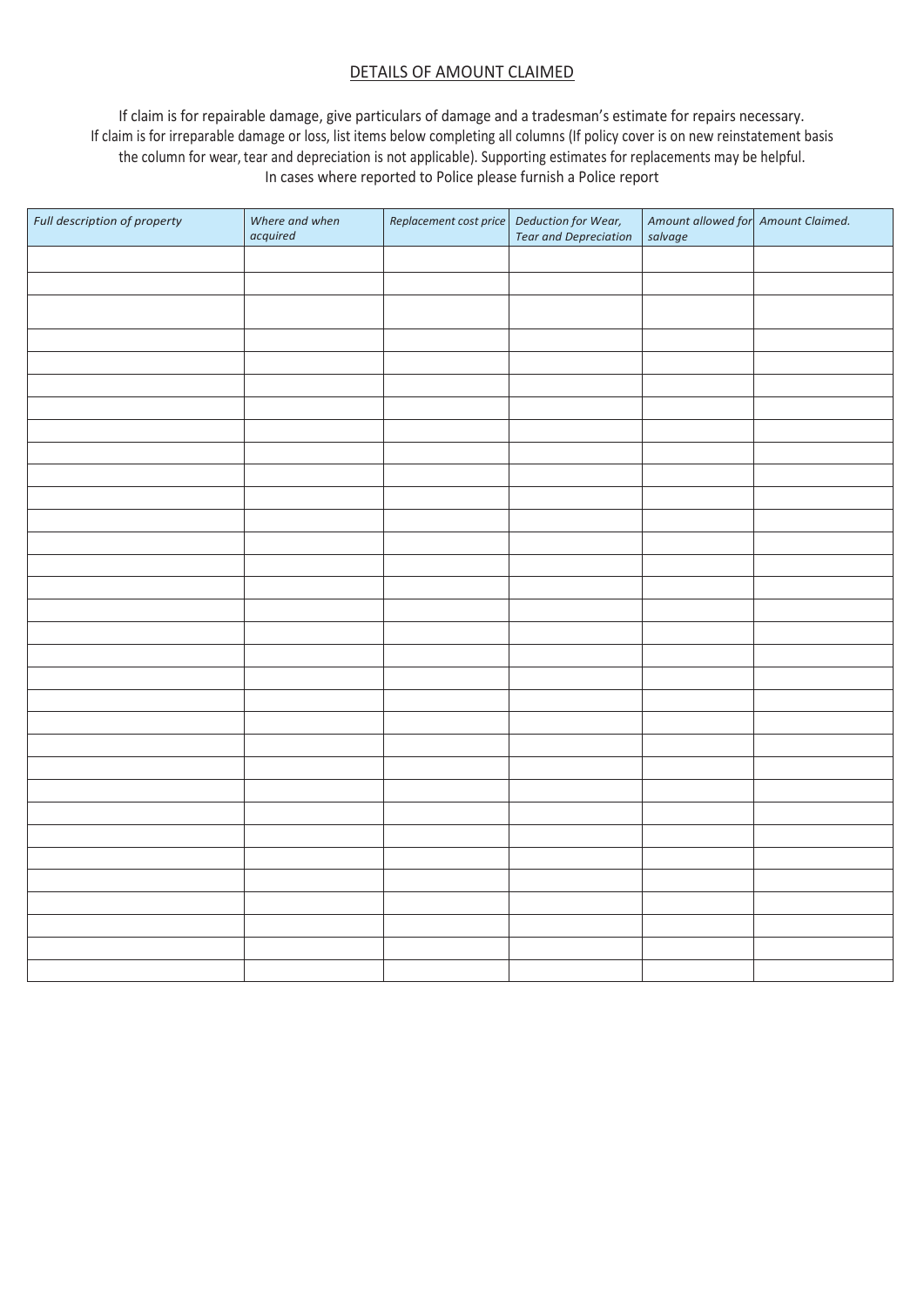## DETAILS OF AMOUNT CLAIMED

If claim is for repairable damage, give particulars of damage and a tradesman's estimate for repairs necessary.
If claim is for irreparable damage or loss, list items below completing all columns (If policy cover is on new reinstatement basis the column for wear, tear and depreciation is not applicable). Supporting estimates for replacements may be helpful.
In cases where reported to Police please furnish a Police report

| *Full description of property* | *Where and when acquired* | *Replacement cost price* | *Deduction for Wear, Tear and Depreciation* | *Amount allowed for salvage* | *Amount Claimed.* |
|---|---|---|---|---|---|
| | | | | | |
| | | | | | |
| | | | | | |
| | | | | | |
| | | | | | |
| | | | | | |
| | | | | | |
| | | | | | |
| | | | | | |
| | | | | | |
| | | | | | |
| | | | | | |
| | | | | | |
| | | | | | |
| | | | | | |
| | | | | | |
| | | | | | |
| | | | | | |
| | | | | | |
| | | | | | |
| | | | | | |
| | | | | | |
| | | | | | |
| | | | | | |
| | | | | | |
| | | | | | |
| | | | | | |
| | | | | | |
| | | | | | |
| | | | | | |
| | | | | | |
| | | | | | |
| | | | | | |